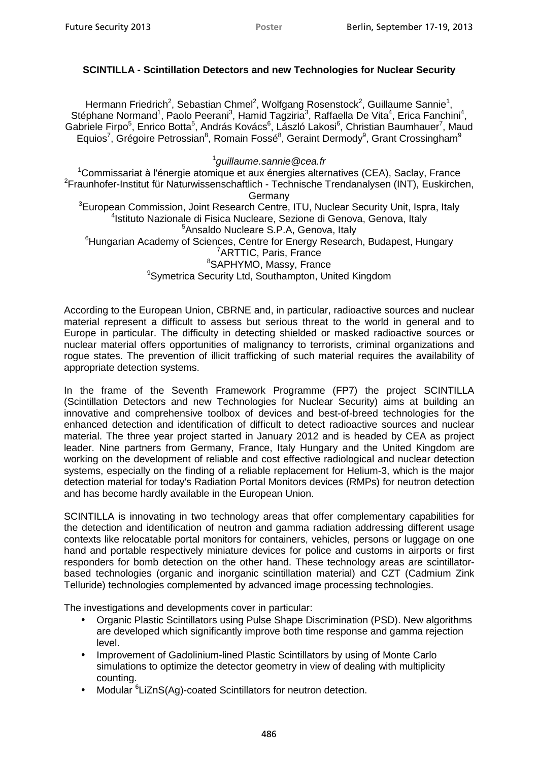## SCINTILLA - Scintillation Detectors and new Technologies for Nuclear Security

Hermann Friedrich[2], Sebastian Chmel[2], Wolfgang Rosenstock[2], Guillaume Sannie[1], Stéphane Normand[1], Paolo Peerani[3], Hamid Tagziria[3], Raffaella De Vita[4], Erica Fanchini[4], Gabriele Firpo[5], Enrico Botta[5], András Kovács[6], László Lakosi[6], Christian Baumhauer[7], Maud Equios[7], Grégoire Petrossian[8], Romain Fossé[8], Geraint Dermody[9], Grant Crossingham[9]

[1] *guillaume.sannie@cea.fr*

[1] Commissariat à l'énergie atomique et aux énergies alternatives (CEA), Saclay, France
[2] Fraunhofer-Institut für Naturwissenschaftlich - Technische Trendanalysen (INT), Euskirchen, Germany
[3] European Commission, Joint Research Centre, ITU, Nuclear Security Unit, Ispra, Italy
[4] Istituto Nazionale di Fisica Nucleare, Sezione di Genova, Genova, Italy
[5] Ansaldo Nucleare S.P.A, Genova, Italy
[6] Hungarian Academy of Sciences, Centre for Energy Research, Budapest, Hungary
[7] ARTTIC, Paris, France
[8] SAPHYMO, Massy, France
[9] Symetrica Security Ltd, Southampton, United Kingdom

According to the European Union, CBRNE and, in particular, radioactive sources and nuclear material represent a difficult to assess but serious threat to the world in general and to Europe in particular. The difficulty in detecting shielded or masked radioactive sources or nuclear material offers opportunities of malignancy to terrorists, criminal organizations and rogue states. The prevention of illicit trafficking of such material requires the availability of appropriate detection systems.

In the frame of the Seventh Framework Programme (FP7) the project SCINTILLA (Scintillation Detectors and new Technologies for Nuclear Security) aims at building an innovative and comprehensive toolbox of devices and best-of-breed technologies for the enhanced detection and identification of difficult to detect radioactive sources and nuclear material. The three year project started in January 2012 and is headed by CEA as project leader. Nine partners from Germany, France, Italy Hungary and the United Kingdom are working on the development of reliable and cost effective radiological and nuclear detection systems, especially on the finding of a reliable replacement for Helium-3, which is the major detection material for today's Radiation Portal Monitors devices (RMPs) for neutron detection and has become hardly available in the European Union.

SCINTILLA is innovating in two technology areas that offer complementary capabilities for the detection and identification of neutron and gamma radiation addressing different usage contexts like relocatable portal monitors for containers, vehicles, persons or luggage on one hand and portable respectively miniature devices for police and customs in airports or first responders for bomb detection on the other hand. These technology areas are scintillator-based technologies (organic and inorganic scintillation material) and CZT (Cadmium Zink Telluride) technologies complemented by advanced image processing technologies.

The investigations and developments cover in particular:

- Organic Plastic Scintillators using Pulse Shape Discrimination (PSD). New algorithms are developed which significantly improve both time response and gamma rejection level.
- Improvement of Gadolinium-lined Plastic Scintillators by using of Monte Carlo simulations to optimize the detector geometry in view of dealing with multiplicity counting.
- Modular $^{6}$LiZnS(Ag)-coated Scintillators for neutron detection.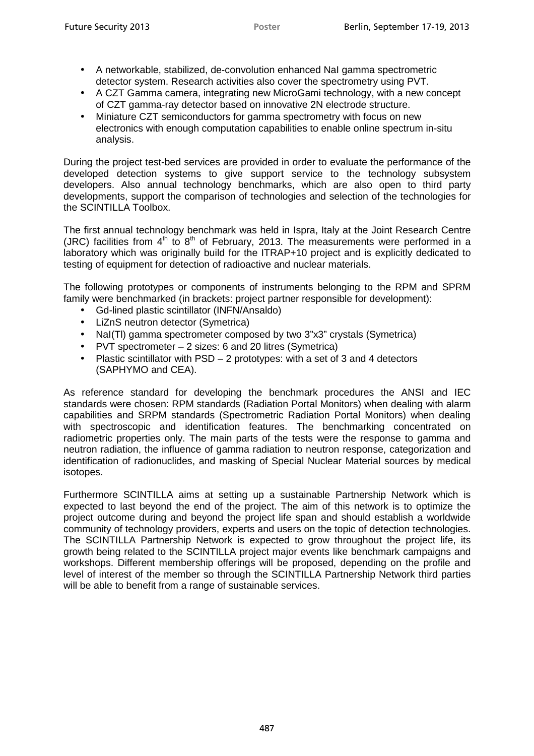- A networkable, stabilized, de-convolution enhanced NaI gamma spectrometric detector system. Research activities also cover the spectrometry using PVT.
- A CZT Gamma camera, integrating new MicroGami technology, with a new concept of CZT gamma-ray detector based on innovative 2N electrode structure.
- Miniature CZT semiconductors for gamma spectrometry with focus on new electronics with enough computation capabilities to enable online spectrum in-situ analysis.

During the project test-bed services are provided in order to evaluate the performance of the developed detection systems to give support service to the technology subsystem developers. Also annual technology benchmarks, which are also open to third party developments, support the comparison of technologies and selection of the technologies for the SCINTILLA Toolbox.

The first annual technology benchmark was held in Ispra, Italy at the Joint Research Centre (JRC) facilities from 4$^{th}$ to 8$^{th}$ of February, 2013. The measurements were performed in a laboratory which was originally build for the ITRAP+10 project and is explicitly dedicated to testing of equipment for detection of radioactive and nuclear materials.

The following prototypes or components of instruments belonging to the RPM and SPRM family were benchmarked (in brackets: project partner responsible for development):

- Gd-lined plastic scintillator (INFN/Ansaldo)
- LiZnS neutron detector (Symetrica)
- NaI(Tl) gamma spectrometer composed by two 3"x3" crystals (Symetrica)
- PVT spectrometer – 2 sizes: 6 and 20 litres (Symetrica)
- Plastic scintillator with PSD – 2 prototypes: with a set of 3 and 4 detectors (SAPHYMO and CEA).

As reference standard for developing the benchmark procedures the ANSI and IEC standards were chosen: RPM standards (Radiation Portal Monitors) when dealing with alarm capabilities and SRPM standards (Spectrometric Radiation Portal Monitors) when dealing with spectroscopic and identification features. The benchmarking concentrated on radiometric properties only. The main parts of the tests were the response to gamma and neutron radiation, the influence of gamma radiation to neutron response, categorization and identification of radionuclides, and masking of Special Nuclear Material sources by medical isotopes.

Furthermore SCINTILLA aims at setting up a sustainable Partnership Network which is expected to last beyond the end of the project. The aim of this network is to optimize the project outcome during and beyond the project life span and should establish a worldwide community of technology providers, experts and users on the topic of detection technologies. The SCINTILLA Partnership Network is expected to grow throughout the project life, its growth being related to the SCINTILLA project major events like benchmark campaigns and workshops. Different membership offerings will be proposed, depending on the profile and level of interest of the member so through the SCINTILLA Partnership Network third parties will be able to benefit from a range of sustainable services.